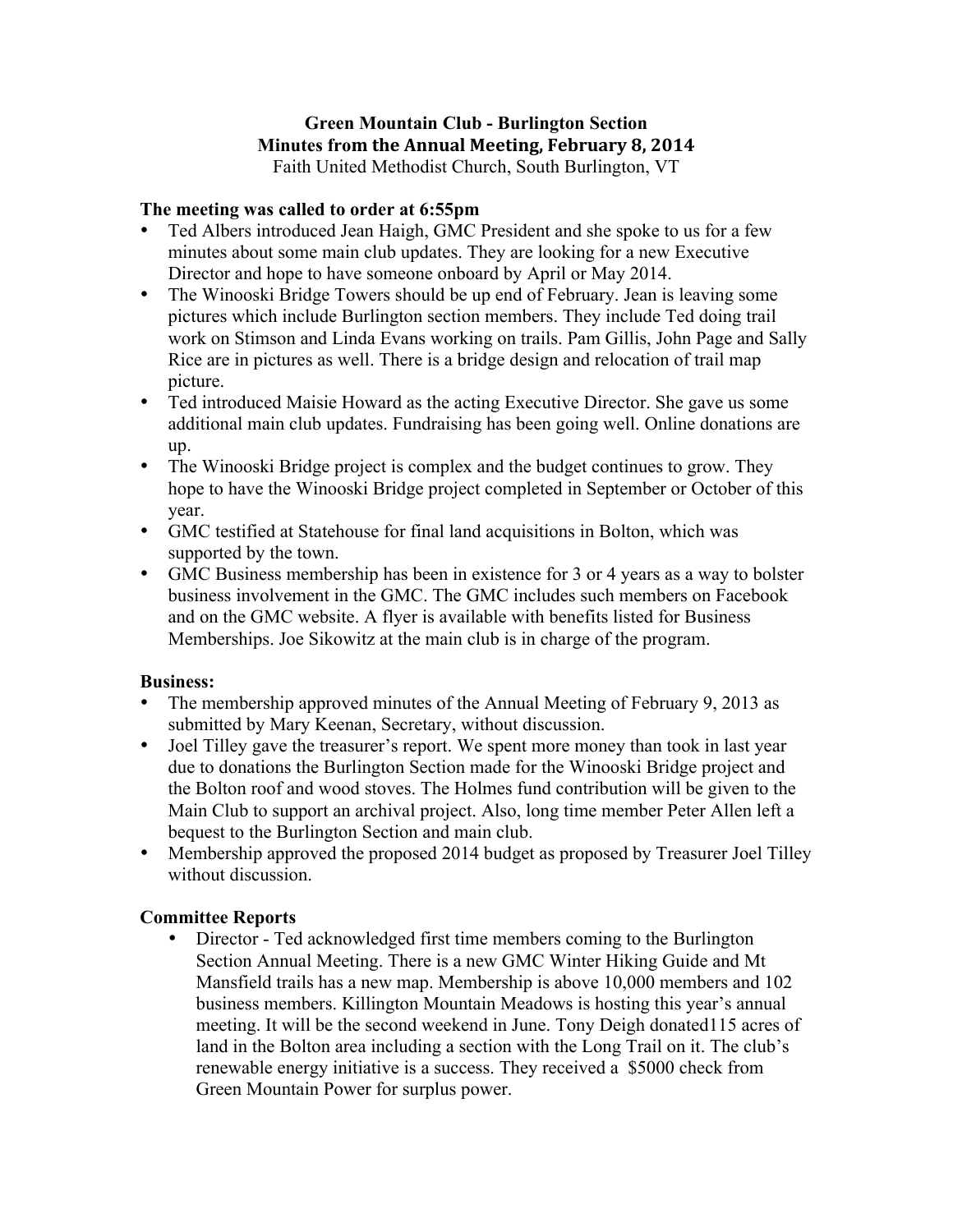# Green Mountain Club - Burlington Section
## Minutes from the Annual Meeting, February 8, 2014

Faith United Methodist Church, South Burlington, VT

### The meeting was called to order at 6:55pm

- Ted Albers introduced Jean Haigh, GMC President and she spoke to us for a few minutes about some main club updates. They are looking for a new Executive Director and hope to have someone onboard by April or May 2014.
- The Winooski Bridge Towers should be up end of February. Jean is leaving some pictures which include Burlington section members. They include Ted doing trail work on Stimson and Linda Evans working on trails. Pam Gillis, John Page and Sally Rice are in pictures as well. There is a bridge design and relocation of trail map picture.
- Ted introduced Maisie Howard as the acting Executive Director. She gave us some additional main club updates. Fundraising has been going well. Online donations are up.
- The Winooski Bridge project is complex and the budget continues to grow. They hope to have the Winooski Bridge project completed in September or October of this year.
- GMC testified at Statehouse for final land acquisitions in Bolton, which was supported by the town.
- GMC Business membership has been in existence for 3 or 4 years as a way to bolster business involvement in the GMC. The GMC includes such members on Facebook and on the GMC website. A flyer is available with benefits listed for Business Memberships. Joe Sikowitz at the main club is in charge of the program.

### Business:

- The membership approved minutes of the Annual Meeting of February 9, 2013 as submitted by Mary Keenan, Secretary, without discussion.
- Joel Tilley gave the treasurer's report. We spent more money than took in last year due to donations the Burlington Section made for the Winooski Bridge project and the Bolton roof and wood stoves. The Holmes fund contribution will be given to the Main Club to support an archival project. Also, long time member Peter Allen left a bequest to the Burlington Section and main club.
- Membership approved the proposed 2014 budget as proposed by Treasurer Joel Tilley without discussion.

### Committee Reports

- Director - Ted acknowledged first time members coming to the Burlington Section Annual Meeting. There is a new GMC Winter Hiking Guide and Mt Mansfield trails has a new map. Membership is above 10,000 members and 102 business members. Killington Mountain Meadows is hosting this year's annual meeting. It will be the second weekend in June. Tony Deigh donated115 acres of land in the Bolton area including a section with the Long Trail on it. The club's renewable energy initiative is a success. They received a $5000 check from Green Mountain Power for surplus power.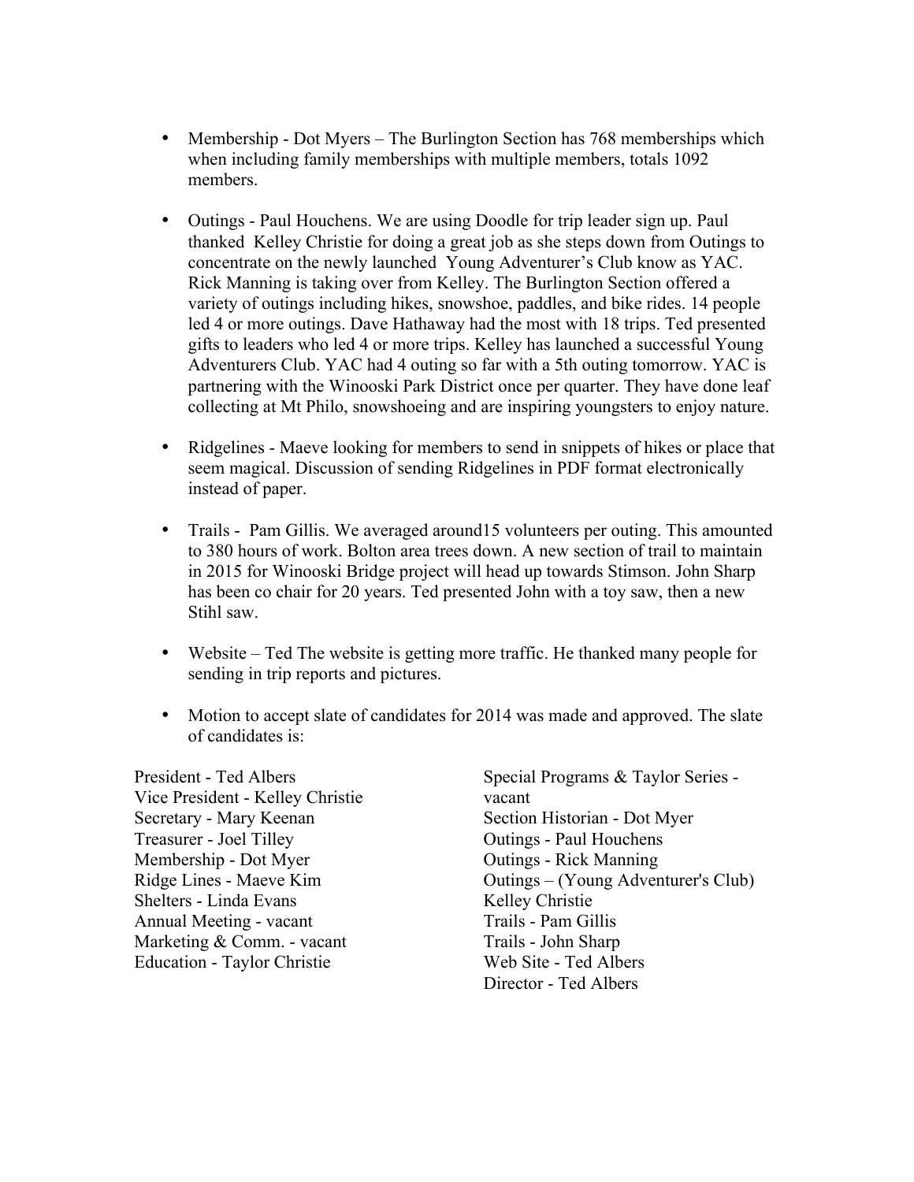- Membership - Dot Myers – The Burlington Section has 768 memberships which when including family memberships with multiple members, totals 1092 members.

- Outings - Paul Houchens. We are using Doodle for trip leader sign up. Paul thanked Kelley Christie for doing a great job as she steps down from Outings to concentrate on the newly launched Young Adventurer's Club know as YAC. Rick Manning is taking over from Kelley. The Burlington Section offered a variety of outings including hikes, snowshoe, paddles, and bike rides. 14 people led 4 or more outings. Dave Hathaway had the most with 18 trips. Ted presented gifts to leaders who led 4 or more trips. Kelley has launched a successful Young Adventurers Club. YAC had 4 outing so far with a 5th outing tomorrow. YAC is partnering with the Winooski Park District once per quarter. They have done leaf collecting at Mt Philo, snowshoeing and are inspiring youngsters to enjoy nature.

- Ridgelines - Maeve looking for members to send in snippets of hikes or place that seem magical. Discussion of sending Ridgelines in PDF format electronically instead of paper.

- Trails - Pam Gillis. We averaged around15 volunteers per outing. This amounted to 380 hours of work. Bolton area trees down. A new section of trail to maintain in 2015 for Winooski Bridge project will head up towards Stimson. John Sharp has been co chair for 20 years. Ted presented John with a toy saw, then a new Stihl saw.

- Website – Ted The website is getting more traffic. He thanked many people for sending in trip reports and pictures.

- Motion to accept slate of candidates for 2014 was made and approved. The slate of candidates is:

President - Ted Albers
Vice President - Kelley Christie
Secretary - Mary Keenan
Treasurer - Joel Tilley
Membership - Dot Myer
Ridge Lines - Maeve Kim
Shelters - Linda Evans
Annual Meeting - vacant
Marketing & Comm. - vacant
Education - Taylor Christie
Special Programs & Taylor Series - vacant
Section Historian - Dot Myer
Outings - Paul Houchens
Outings - Rick Manning
Outings – (Young Adventurer's Club) Kelley Christie
Trails - Pam Gillis
Trails - John Sharp
Web Site - Ted Albers
Director - Ted Albers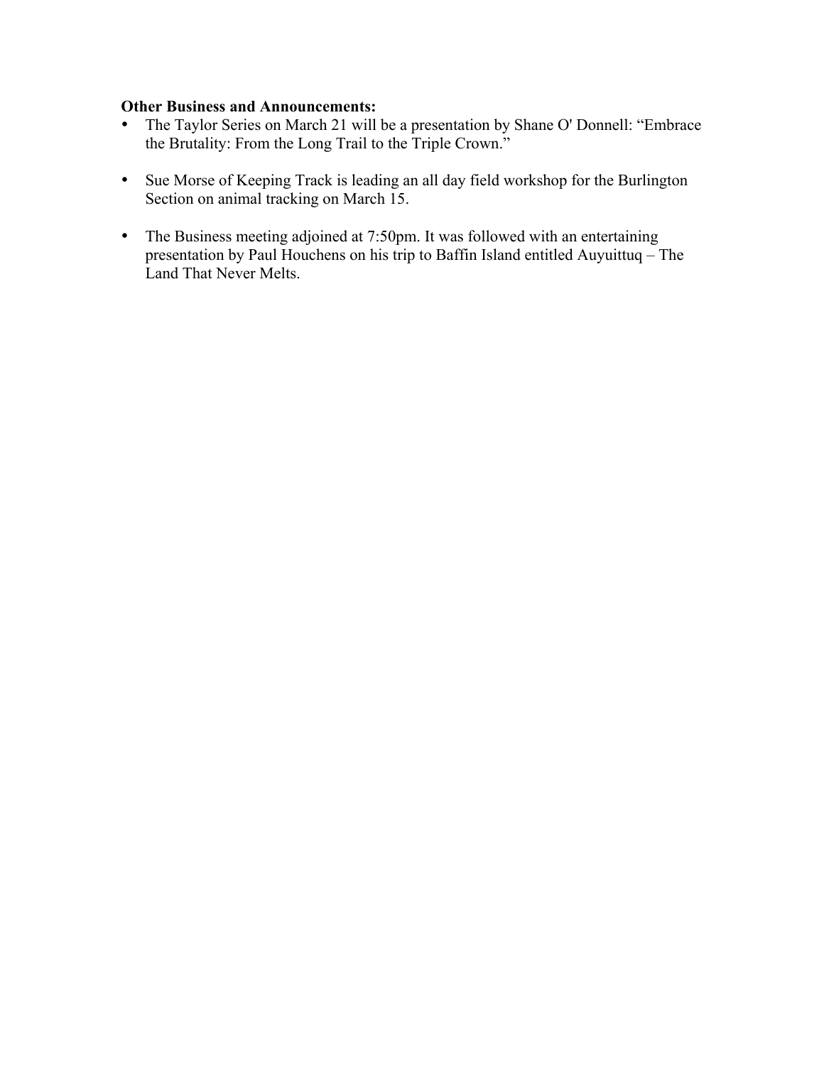**Other Business and Announcements:**

- The Taylor Series on March 21 will be a presentation by Shane O' Donnell: "Embrace the Brutality: From the Long Trail to the Triple Crown."

- Sue Morse of Keeping Track is leading an all day field workshop for the Burlington Section on animal tracking on March 15.

- The Business meeting adjoined at 7:50pm. It was followed with an entertaining presentation by Paul Houchens on his trip to Baffin Island entitled Auyuittuq – The Land That Never Melts.